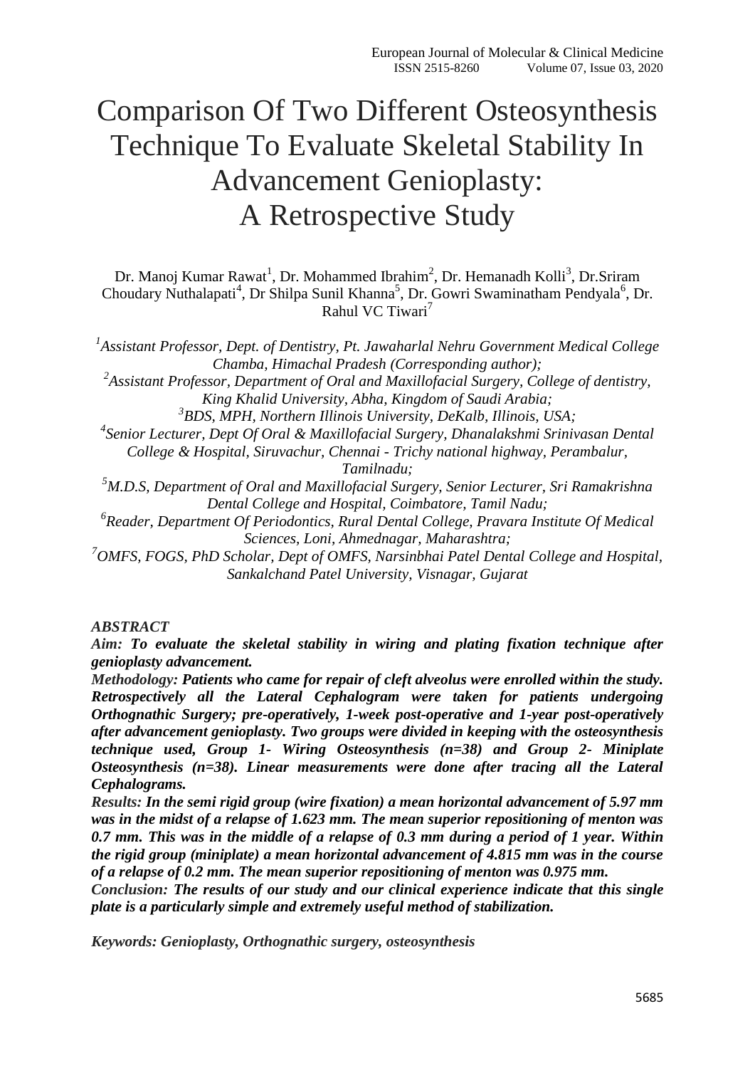# Comparison Of Two Different Osteosynthesis Technique To Evaluate Skeletal Stability In Advancement Genioplasty: A Retrospective Study

Dr. Manoj Kumar Rawat[1], Dr. Mohammed Ibrahim[2], Dr. Hemanadh Kolli[3], Dr.Sriram Choudary Nuthalapati[4], Dr Shilpa Sunil Khanna[5], Dr. Gowri Swaminatham Pendyala[6], Dr. Rahul VC Tiwari[7]

*[1]Assistant Professor, Dept. of Dentistry, Pt. Jawaharlal Nehru Government Medical College Chamba, Himachal Pradesh (Corresponding author);*
*[2]Assistant Professor, Department of Oral and Maxillofacial Surgery, College of dentistry, King Khalid University, Abha, Kingdom of Saudi Arabia;*
*[3]BDS, MPH, Northern Illinois University, DeKalb, Illinois, USA;*
*[4]Senior Lecturer, Dept Of Oral & Maxillofacial Surgery, Dhanalakshmi Srinivasan Dental College & Hospital, Siruvachur, Chennai - Trichy national highway, Perambalur, Tamilnadu;*
*[5]M.D.S, Department of Oral and Maxillofacial Surgery, Senior Lecturer, Sri Ramakrishna Dental College and Hospital, Coimbatore, Tamil Nadu;*
*[6]Reader, Department Of Periodontics, Rural Dental College, Pravara Institute Of Medical Sciences, Loni, Ahmednagar, Maharashtra;*
*[7]OMFS, FOGS, PhD Scholar, Dept of OMFS, Narsinbhai Patel Dental College and Hospital, Sankalchand Patel University, Visnagar, Gujarat*

***ABSTRACT***

***Aim:** To evaluate the skeletal stability in wiring and plating fixation technique after genioplasty advancement.*

***Methodology:** Patients who came for repair of cleft alveolus were enrolled within the study. Retrospectively all the Lateral Cephalogram were taken for patients undergoing Orthognathic Surgery; pre-operatively, 1-week post-operative and 1-year post-operatively after advancement genioplasty. Two groups were divided in keeping with the osteosynthesis technique used, Group 1- Wiring Osteosynthesis (n=38) and Group 2- Miniplate Osteosynthesis (n=38). Linear measurements were done after tracing all the Lateral Cephalograms.*

***Results:** In the semi rigid group (wire fixation) a mean horizontal advancement of 5.97 mm was in the midst of a relapse of 1.623 mm. The mean superior repositioning of menton was 0.7 mm. This was in the middle of a relapse of 0.3 mm during a period of 1 year. Within the rigid group (miniplate) a mean horizontal advancement of 4.815 mm was in the course of a relapse of 0.2 mm. The mean superior repositioning of menton was 0.975 mm.*

***Conclusion:** The results of our study and our clinical experience indicate that this single plate is a particularly simple and extremely useful method of stabilization.*

***Keywords:** Genioplasty, Orthognathic surgery, osteosynthesis*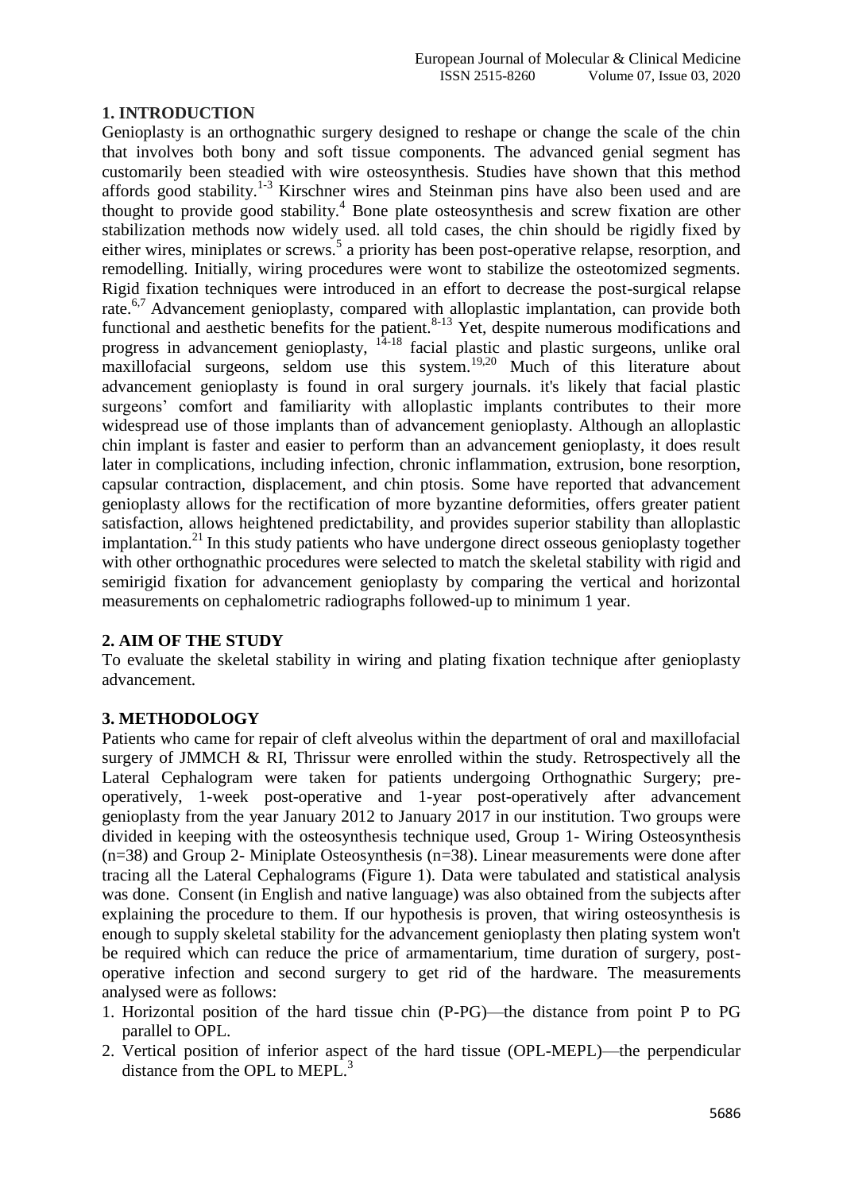## 1. INTRODUCTION

Genioplasty is an orthognathic surgery designed to reshape or change the scale of the chin that involves both bony and soft tissue components. The advanced genial segment has customarily been steadied with wire osteosynthesis. Studies have shown that this method affords good stability.[1-3] Kirschner wires and Steinman pins have also been used and are thought to provide good stability.[4] Bone plate osteosynthesis and screw fixation are other stabilization methods now widely used. all told cases, the chin should be rigidly fixed by either wires, miniplates or screws.[5] a priority has been post-operative relapse, resorption, and remodelling. Initially, wiring procedures were wont to stabilize the osteotomized segments. Rigid fixation techniques were introduced in an effort to decrease the post-surgical relapse rate.[6,7] Advancement genioplasty, compared with alloplastic implantation, can provide both functional and aesthetic benefits for the patient.[8-13] Yet, despite numerous modifications and progress in advancement genioplasty, [14-18] facial plastic and plastic surgeons, unlike oral maxillofacial surgeons, seldom use this system.[19,20] Much of this literature about advancement genioplasty is found in oral surgery journals. it's likely that facial plastic surgeons' comfort and familiarity with alloplastic implants contributes to their more widespread use of those implants than of advancement genioplasty. Although an alloplastic chin implant is faster and easier to perform than an advancement genioplasty, it does result later in complications, including infection, chronic inflammation, extrusion, bone resorption, capsular contraction, displacement, and chin ptosis. Some have reported that advancement genioplasty allows for the rectification of more byzantine deformities, offers greater patient satisfaction, allows heightened predictability, and provides superior stability than alloplastic implantation.[21] In this study patients who have undergone direct osseous genioplasty together with other orthognathic procedures were selected to match the skeletal stability with rigid and semirigid fixation for advancement genioplasty by comparing the vertical and horizontal measurements on cephalometric radiographs followed-up to minimum 1 year.

## 2. AIM OF THE STUDY

To evaluate the skeletal stability in wiring and plating fixation technique after genioplasty advancement.

## 3. METHODOLOGY

Patients who came for repair of cleft alveolus within the department of oral and maxillofacial surgery of JMMCH & RI, Thrissur were enrolled within the study. Retrospectively all the Lateral Cephalogram were taken for patients undergoing Orthognathic Surgery; pre-operatively, 1-week post-operative and 1-year post-operatively after advancement genioplasty from the year January 2012 to January 2017 in our institution. Two groups were divided in keeping with the osteosynthesis technique used, Group 1- Wiring Osteosynthesis (n=38) and Group 2- Miniplate Osteosynthesis (n=38). Linear measurements were done after tracing all the Lateral Cephalograms (Figure 1). Data were tabulated and statistical analysis was done. Consent (in English and native language) was also obtained from the subjects after explaining the procedure to them. If our hypothesis is proven, that wiring osteosynthesis is enough to supply skeletal stability for the advancement genioplasty then plating system won't be required which can reduce the price of armamentarium, time duration of surgery, post-operative infection and second surgery to get rid of the hardware. The measurements analysed were as follows:

1. Horizontal position of the hard tissue chin (P-PG)—the distance from point P to PG parallel to OPL.
2. Vertical position of inferior aspect of the hard tissue (OPL-MEPL)—the perpendicular distance from the OPL to MEPL.[3]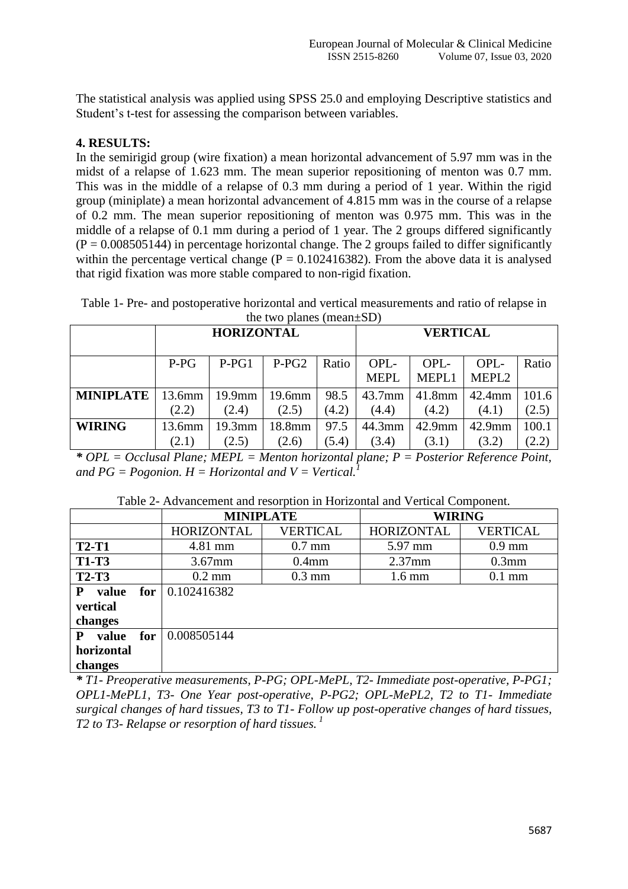The statistical analysis was applied using SPSS 25.0 and employing Descriptive statistics and Student's t-test for assessing the comparison between variables.

## 4. RESULTS:

In the semirigid group (wire fixation) a mean horizontal advancement of 5.97 mm was in the midst of a relapse of 1.623 mm. The mean superior repositioning of menton was 0.7 mm. This was in the middle of a relapse of 0.3 mm during a period of 1 year. Within the rigid group (miniplate) a mean horizontal advancement of 4.815 mm was in the course of a relapse of 0.2 mm. The mean superior repositioning of menton was 0.975 mm. This was in the middle of a relapse of 0.1 mm during a period of 1 year. The 2 groups differed significantly ($P = 0.008505144$) in percentage horizontal change. The 2 groups failed to differ significantly within the percentage vertical change ($P = 0.102416382$). From the above data it is analysed that rigid fixation was more stable compared to non-rigid fixation.

Table 1- Pre- and postoperative horizontal and vertical measurements and ratio of relapse in the two planes (mean±SD)

| | HORIZONTAL | | | | VERTICAL | | | |
|---|---|---|---|---|---|---|---|---|
| | P-PG | P-PG1 | P-PG2 | Ratio | OPL-MEPL | OPL-MEPL1 | OPL-MEPL2 | Ratio |
| **MINIPLATE** | 13.6mm (2.2) | 19.9mm (2.4) | 19.6mm (2.5) | 98.5 (4.2) | 43.7mm (4.4) | 41.8mm (4.2) | 42.4mm (4.1) | 101.6 (2.5) |
| **WIRING** | 13.6mm (2.1) | 19.3mm (2.5) | 18.8mm (2.6) | 97.5 (5.4) | 44.3mm (3.4) | 42.9mm (3.1) | 42.9mm (3.2) | 100.1 (2.2) |

*\* OPL = Occlusal Plane; MEPL = Menton horizontal plane; P = Posterior Reference Point, and PG = Pogonion. H = Horizontal and V = Vertical.*[1]

Table 2- Advancement and resorption in Horizontal and Vertical Component.

| | MINIPLATE | | WIRING | |
|---|---|---|---|---|
| | HORIZONTAL | VERTICAL | HORIZONTAL | VERTICAL |
| **T2-T1** | 4.81 mm | 0.7 mm | 5.97 mm | 0.9 mm |
| **T1-T3** | 3.67mm | 0.4mm | 2.37mm | 0.3mm |
| **T2-T3** | 0.2 mm | 0.3 mm | 1.6 mm | 0.1 mm |
| **P value for vertical changes** | 0.102416382 | | | |
| **P value for horizontal changes** | 0.008505144 | | | |

*\* T1- Preoperative measurements, P-PG; OPL-MePL, T2- Immediate post-operative, P-PG1; OPL1-MePL1, T3- One Year post-operative, P-PG2; OPL-MePL2, T2 to T1- Immediate surgical changes of hard tissues, T3 to T1- Follow up post-operative changes of hard tissues, T2 to T3- Relapse or resorption of hard tissues.*[1]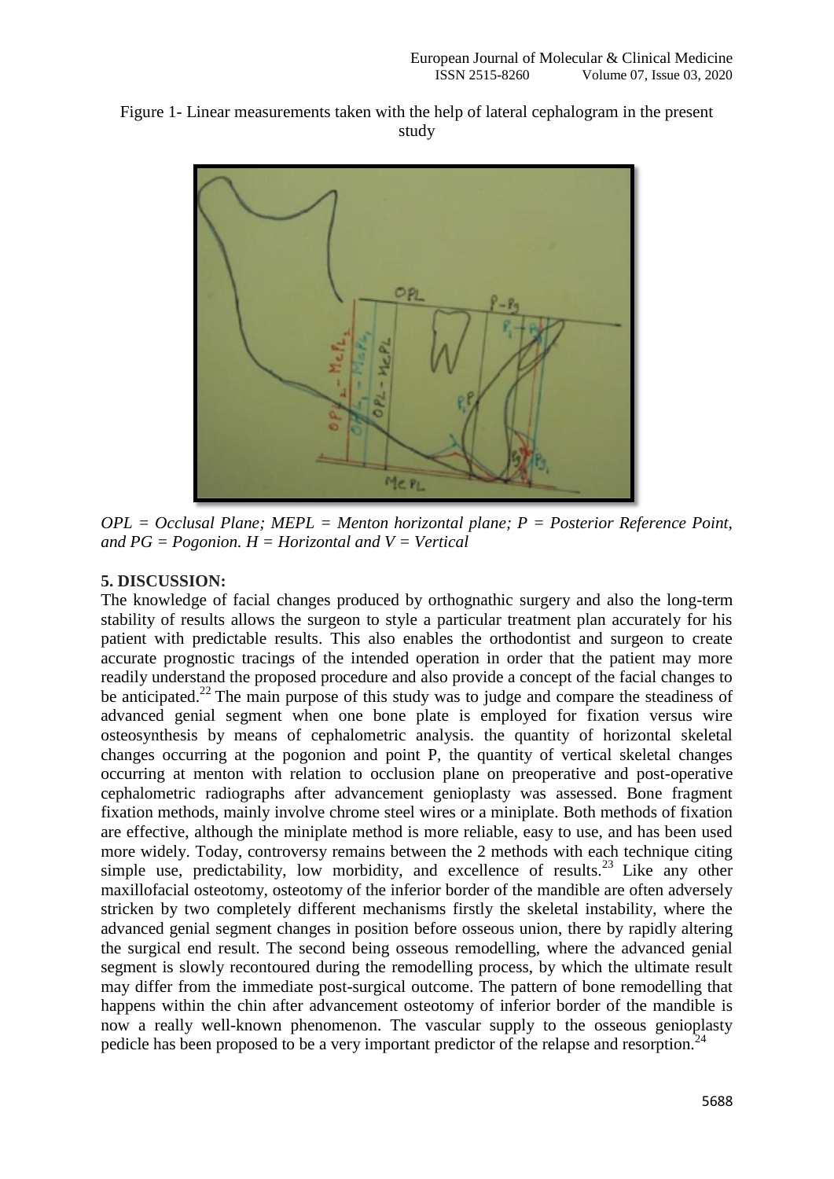Figure 1- Linear measurements taken with the help of lateral cephalogram in the present study

OPL
P - Pg
$P_1$ - $Pg_1$
OPL - MePL
$OPL_1$ - $MePL_1$
$OPL_2$ - $MePL_2$
$P_1P$
$Pg$
$Pg_1$
MePL

*OPL = Occlusal Plane; MEPL = Menton horizontal plane; P = Posterior Reference Point, and PG = Pogonion. H = Horizontal and V = Vertical*

## 5. DISCUSSION:

The knowledge of facial changes produced by orthognathic surgery and also the long-term stability of results allows the surgeon to style a particular treatment plan accurately for his patient with predictable results. This also enables the orthodontist and surgeon to create accurate prognostic tracings of the intended operation in order that the patient may more readily understand the proposed procedure and also provide a concept of the facial changes to be anticipated.[22] The main purpose of this study was to judge and compare the steadiness of advanced genial segment when one bone plate is employed for fixation versus wire osteosynthesis by means of cephalometric analysis. the quantity of horizontal skeletal changes occurring at the pogonion and point P, the quantity of vertical skeletal changes occurring at menton with relation to occlusion plane on preoperative and post-operative cephalometric radiographs after advancement genioplasty was assessed. Bone fragment fixation methods, mainly involve chrome steel wires or a miniplate. Both methods of fixation are effective, although the miniplate method is more reliable, easy to use, and has been used more widely. Today, controversy remains between the 2 methods with each technique citing simple use, predictability, low morbidity, and excellence of results.[23] Like any other maxillofacial osteotomy, osteotomy of the inferior border of the mandible are often adversely stricken by two completely different mechanisms firstly the skeletal instability, where the advanced genial segment changes in position before osseous union, there by rapidly altering the surgical end result. The second being osseous remodelling, where the advanced genial segment is slowly recontoured during the remodelling process, by which the ultimate result may differ from the immediate post-surgical outcome. The pattern of bone remodelling that happens within the chin after advancement osteotomy of inferior border of the mandible is now a really well-known phenomenon. The vascular supply to the osseous genioplasty pedicle has been proposed to be a very important predictor of the relapse and resorption.[24]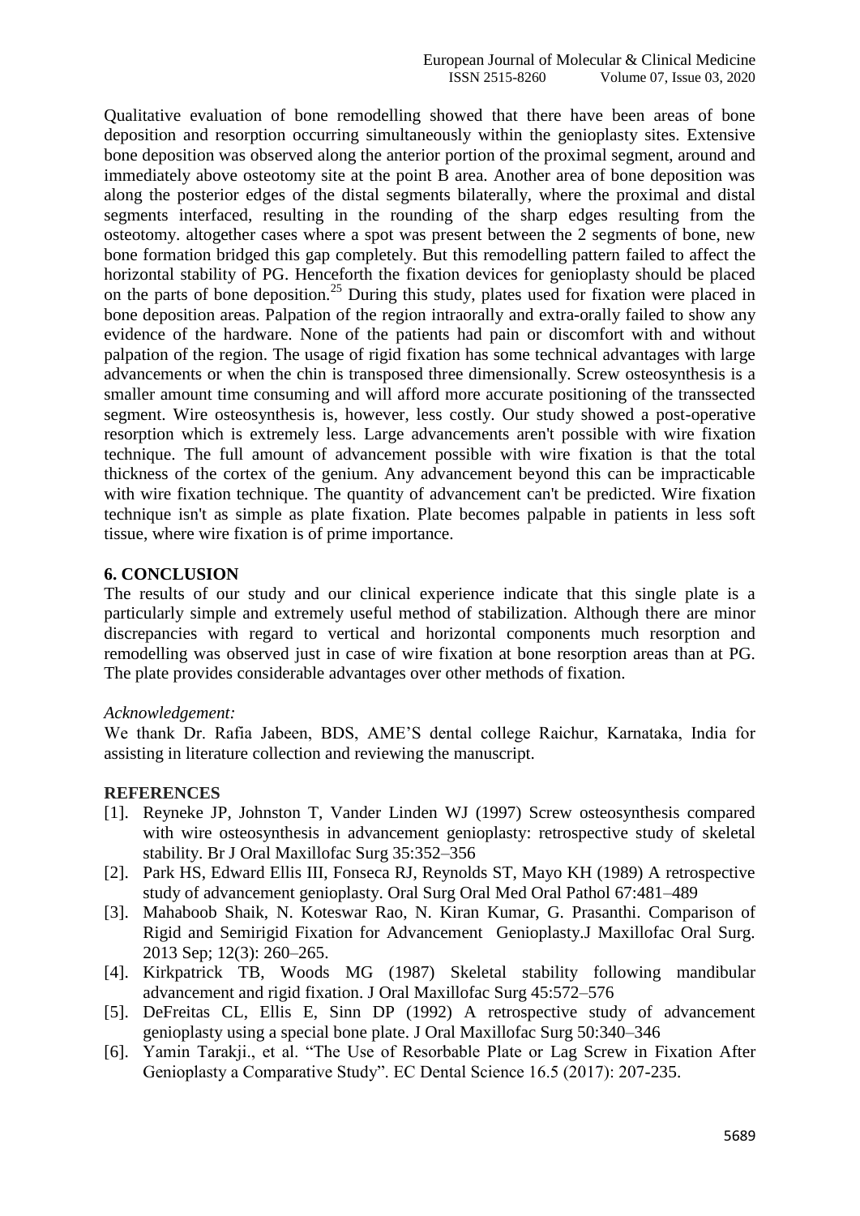Qualitative evaluation of bone remodelling showed that there have been areas of bone deposition and resorption occurring simultaneously within the genioplasty sites. Extensive bone deposition was observed along the anterior portion of the proximal segment, around and immediately above osteotomy site at the point B area. Another area of bone deposition was along the posterior edges of the distal segments bilaterally, where the proximal and distal segments interfaced, resulting in the rounding of the sharp edges resulting from the osteotomy. altogether cases where a spot was present between the 2 segments of bone, new bone formation bridged this gap completely. But this remodelling pattern failed to affect the horizontal stability of PG. Henceforth the fixation devices for genioplasty should be placed on the parts of bone deposition.[25] During this study, plates used for fixation were placed in bone deposition areas. Palpation of the region intraorally and extra-orally failed to show any evidence of the hardware. None of the patients had pain or discomfort with and without palpation of the region. The usage of rigid fixation has some technical advantages with large advancements or when the chin is transposed three dimensionally. Screw osteosynthesis is a smaller amount time consuming and will afford more accurate positioning of the transsected segment. Wire osteosynthesis is, however, less costly. Our study showed a post-operative resorption which is extremely less. Large advancements aren't possible with wire fixation technique. The full amount of advancement possible with wire fixation is that the total thickness of the cortex of the genium. Any advancement beyond this can be impracticable with wire fixation technique. The quantity of advancement can't be predicted. Wire fixation technique isn't as simple as plate fixation. Plate becomes palpable in patients in less soft tissue, where wire fixation is of prime importance.

## 6. CONCLUSION

The results of our study and our clinical experience indicate that this single plate is a particularly simple and extremely useful method of stabilization. Although there are minor discrepancies with regard to vertical and horizontal components much resorption and remodelling was observed just in case of wire fixation at bone resorption areas than at PG. The plate provides considerable advantages over other methods of fixation.

*Acknowledgement:*

We thank Dr. Rafia Jabeen, BDS, AME'S dental college Raichur, Karnataka, India for assisting in literature collection and reviewing the manuscript.

## REFERENCES

[1]. Reyneke JP, Johnston T, Vander Linden WJ (1997) Screw osteosynthesis compared with wire osteosynthesis in advancement genioplasty: retrospective study of skeletal stability. Br J Oral Maxillofac Surg 35:352–356

[2]. Park HS, Edward Ellis III, Fonseca RJ, Reynolds ST, Mayo KH (1989) A retrospective study of advancement genioplasty. Oral Surg Oral Med Oral Pathol 67:481–489

[3]. Mahaboob Shaik, N. Koteswar Rao, N. Kiran Kumar, G. Prasanthi. Comparison of Rigid and Semirigid Fixation for Advancement Genioplasty.J Maxillofac Oral Surg. 2013 Sep; 12(3): 260–265.

[4]. Kirkpatrick TB, Woods MG (1987) Skeletal stability following mandibular advancement and rigid fixation. J Oral Maxillofac Surg 45:572–576

[5]. DeFreitas CL, Ellis E, Sinn DP (1992) A retrospective study of advancement genioplasty using a special bone plate. J Oral Maxillofac Surg 50:340–346

[6]. Yamin Tarakji., et al. "The Use of Resorbable Plate or Lag Screw in Fixation After Genioplasty a Comparative Study". EC Dental Science 16.5 (2017): 207-235.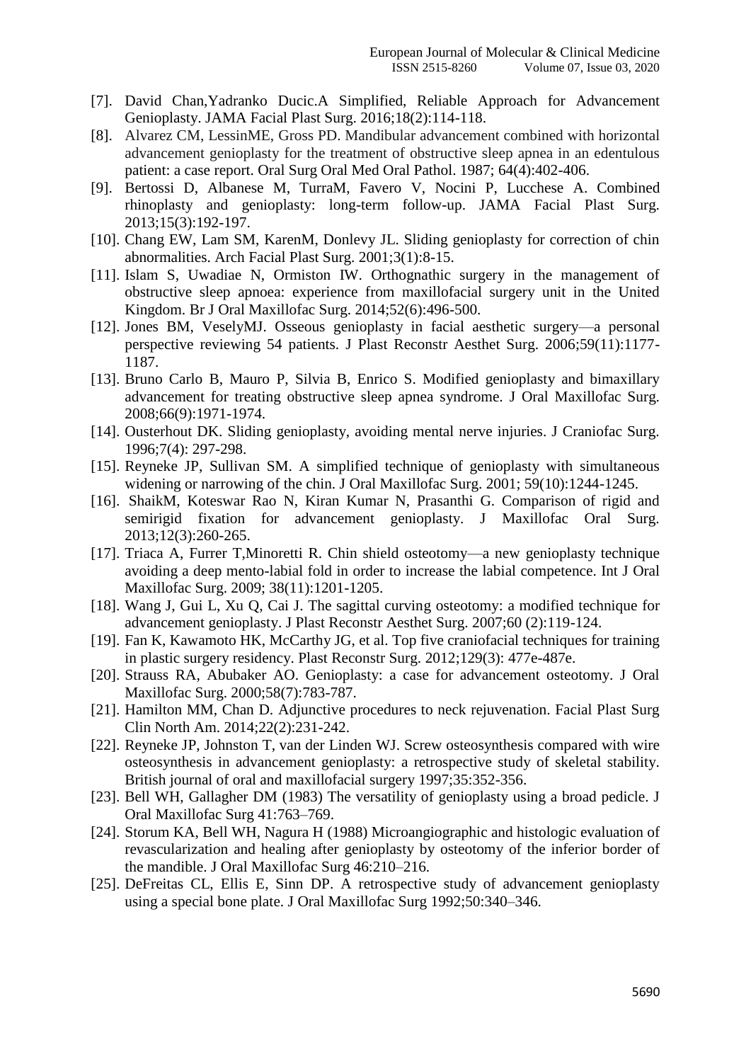[7]. David Chan,Yadranko Ducic.A Simplified, Reliable Approach for Advancement Genioplasty. JAMA Facial Plast Surg. 2016;18(2):114-118.

[8]. Alvarez CM, LessinME, Gross PD. Mandibular advancement combined with horizontal advancement genioplasty for the treatment of obstructive sleep apnea in an edentulous patient: a case report. Oral Surg Oral Med Oral Pathol. 1987; 64(4):402-406.

[9]. Bertossi D, Albanese M, TurraM, Favero V, Nocini P, Lucchese A. Combined rhinoplasty and genioplasty: long-term follow-up. JAMA Facial Plast Surg. 2013;15(3):192-197.

[10]. Chang EW, Lam SM, KarenM, Donlevy JL. Sliding genioplasty for correction of chin abnormalities. Arch Facial Plast Surg. 2001;3(1):8-15.

[11]. Islam S, Uwadiae N, Ormiston IW. Orthognathic surgery in the management of obstructive sleep apnoea: experience from maxillofacial surgery unit in the United Kingdom. Br J Oral Maxillofac Surg. 2014;52(6):496-500.

[12]. Jones BM, VeselyMJ. Osseous genioplasty in facial aesthetic surgery—a personal perspective reviewing 54 patients. J Plast Reconstr Aesthet Surg. 2006;59(11):1177-1187.

[13]. Bruno Carlo B, Mauro P, Silvia B, Enrico S. Modified genioplasty and bimaxillary advancement for treating obstructive sleep apnea syndrome. J Oral Maxillofac Surg. 2008;66(9):1971-1974.

[14]. Ousterhout DK. Sliding genioplasty, avoiding mental nerve injuries. J Craniofac Surg. 1996;7(4): 297-298.

[15]. Reyneke JP, Sullivan SM. A simplified technique of genioplasty with simultaneous widening or narrowing of the chin. J Oral Maxillofac Surg. 2001; 59(10):1244-1245.

[16]. ShaikM, Koteswar Rao N, Kiran Kumar N, Prasanthi G. Comparison of rigid and semirigid fixation for advancement genioplasty. J Maxillofac Oral Surg. 2013;12(3):260-265.

[17]. Triaca A, Furrer T,Minoretti R. Chin shield osteotomy—a new genioplasty technique avoiding a deep mento-labial fold in order to increase the labial competence. Int J Oral Maxillofac Surg. 2009; 38(11):1201-1205.

[18]. Wang J, Gui L, Xu Q, Cai J. The sagittal curving osteotomy: a modified technique for advancement genioplasty. J Plast Reconstr Aesthet Surg. 2007;60 (2):119-124.

[19]. Fan K, Kawamoto HK, McCarthy JG, et al. Top five craniofacial techniques for training in plastic surgery residency. Plast Reconstr Surg. 2012;129(3): 477e-487e.

[20]. Strauss RA, Abubaker AO. Genioplasty: a case for advancement osteotomy. J Oral Maxillofac Surg. 2000;58(7):783-787.

[21]. Hamilton MM, Chan D. Adjunctive procedures to neck rejuvenation. Facial Plast Surg Clin North Am. 2014;22(2):231-242.

[22]. Reyneke JP, Johnston T, van der Linden WJ. Screw osteosynthesis compared with wire osteosynthesis in advancement genioplasty: a retrospective study of skeletal stability. British journal of oral and maxillofacial surgery 1997;35:352-356.

[23]. Bell WH, Gallagher DM (1983) The versatility of genioplasty using a broad pedicle. J Oral Maxillofac Surg 41:763–769.

[24]. Storum KA, Bell WH, Nagura H (1988) Microangiographic and histologic evaluation of revascularization and healing after genioplasty by osteotomy of the inferior border of the mandible. J Oral Maxillofac Surg 46:210–216.

[25]. DeFreitas CL, Ellis E, Sinn DP. A retrospective study of advancement genioplasty using a special bone plate. J Oral Maxillofac Surg 1992;50:340–346.